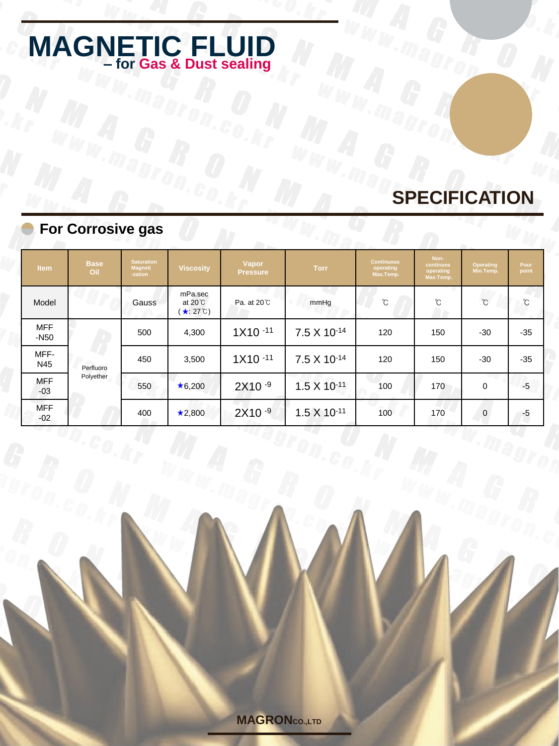# MAGNETIC FLUID
## – for Gas & Dust sealing

## SPECIFICATION

### For Corrosive gas

| Item | Base Oil | Saturation Magneti-zation | Viscosity | Vapor Pressure | Torr | Continuous operating Max.Temp. | Non-continuos operating Max.Temp. | Operating Min.Temp. | Pour point |
|---|---|---|---|---|---|---|---|---|---|
| Model | | Gauss | mPa.sec at 20℃ (★: 27℃) | Pa. at 20℃ | mmHg | ℃ | ℃ | ℃ | ℃ |
| MFF-N50 | Perfluoro Polyether | 500 | 4,300 | $1X10^{-11}$ | $7.5 X 10^{-14}$ | 120 | 150 | -30 | -35 |
| MFF-N45 | | 450 | 3,500 | $1X10^{-11}$ | $7.5 X 10^{-14}$ | 120 | 150 | -30 | -35 |
| MFF-03 | | 550 | ★6,200 | $2X10^{-9}$ | $1.5 X 10^{-11}$ | 100 | 170 | 0 | -5 |
| MFF-02 | | 400 | ★2,800 | $2X10^{-9}$ | $1.5 X 10^{-11}$ | 100 | 170 | 0 | -5 |

MAGRON CO.,LTD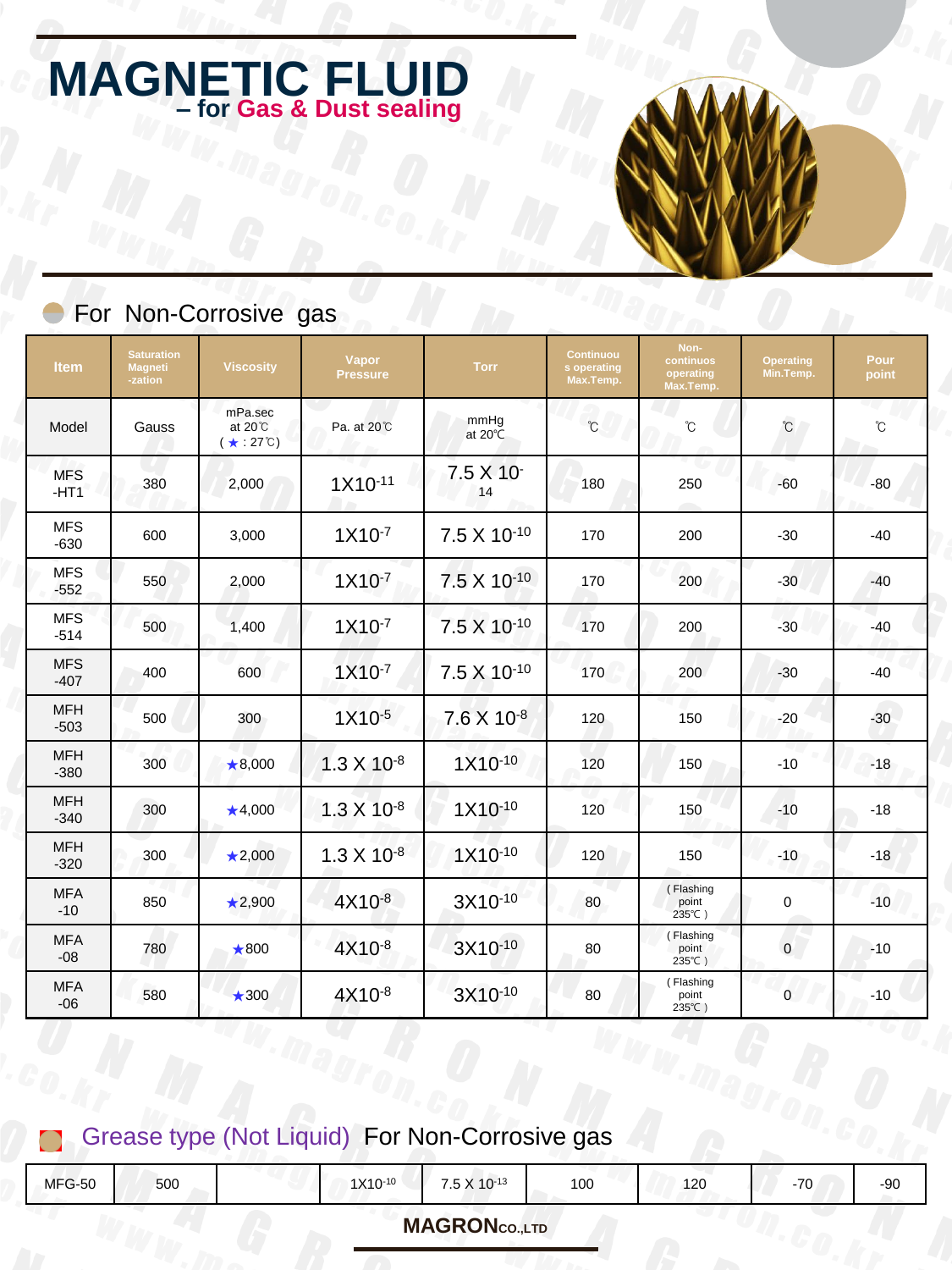# MAGNETIC FLUID

## – for Gas & Dust sealing

### For Non-Corrosive gas

| Item | Saturation Magneti-zation | Viscosity | Vapor Pressure | Torr | Continuous operating Max.Temp. | Non-continuous operating Max.Temp. | Operating Min.Temp. | Pour point |
|---|---|---|---|---|---|---|---|---|
| Model | Gauss | mPa.sec at 20℃ ( ★ : 27℃) | Pa. at 20℃ | mmHg at 20℃ | ℃ | ℃ | ℃ | ℃ |
| MFS -HT1 | 380 | 2,000 | $1X10^{-11}$ | $7.5 X 10^{-14}$ | 180 | 250 | -60 | -80 |
| MFS -630 | 600 | 3,000 | $1X10^{-7}$ | $7.5 X 10^{-10}$ | 170 | 200 | -30 | -40 |
| MFS -552 | 550 | 2,000 | $1X10^{-7}$ | $7.5 X 10^{-10}$ | 170 | 200 | -30 | -40 |
| MFS -514 | 500 | 1,400 | $1X10^{-7}$ | $7.5 X 10^{-10}$ | 170 | 200 | -30 | -40 |
| MFS -407 | 400 | 600 | $1X10^{-7}$ | $7.5 X 10^{-10}$ | 170 | 200 | -30 | -40 |
| MFH -503 | 500 | 300 | $1X10^{-5}$ | $7.6 X 10^{-8}$ | 120 | 150 | -20 | -30 |
| MFH -380 | 300 | ★8,000 | $1.3 X 10^{-8}$ | $1X10^{-10}$ | 120 | 150 | -10 | -18 |
| MFH -340 | 300 | ★4,000 | $1.3 X 10^{-8}$ | $1X10^{-10}$ | 120 | 150 | -10 | -18 |
| MFH -320 | 300 | ★2,000 | $1.3 X 10^{-8}$ | $1X10^{-10}$ | 120 | 150 | -10 | -18 |
| MFA -10 | 850 | ★2,900 | $4X10^{-8}$ | $3X10^{-10}$ | 80 | ( Flashing point 235℃ ) | 0 | -10 |
| MFA -08 | 780 | ★800 | $4X10^{-8}$ | $3X10^{-10}$ | 80 | ( Flashing point 235℃ ) | 0 | -10 |
| MFA -06 | 580 | ★300 | $4X10^{-8}$ | $3X10^{-10}$ | 80 | ( Flashing point 235℃ ) | 0 | -10 |

### Grease type (Not Liquid) For Non-Corrosive gas

| MFG-50 | 500 | | $1X10^{-10}$ | $7.5 X 10^{-13}$ | 100 | 120 | -70 | -90 |
|---|---|---|---|---|---|---|---|---|

**MAGRON** CO.,LTD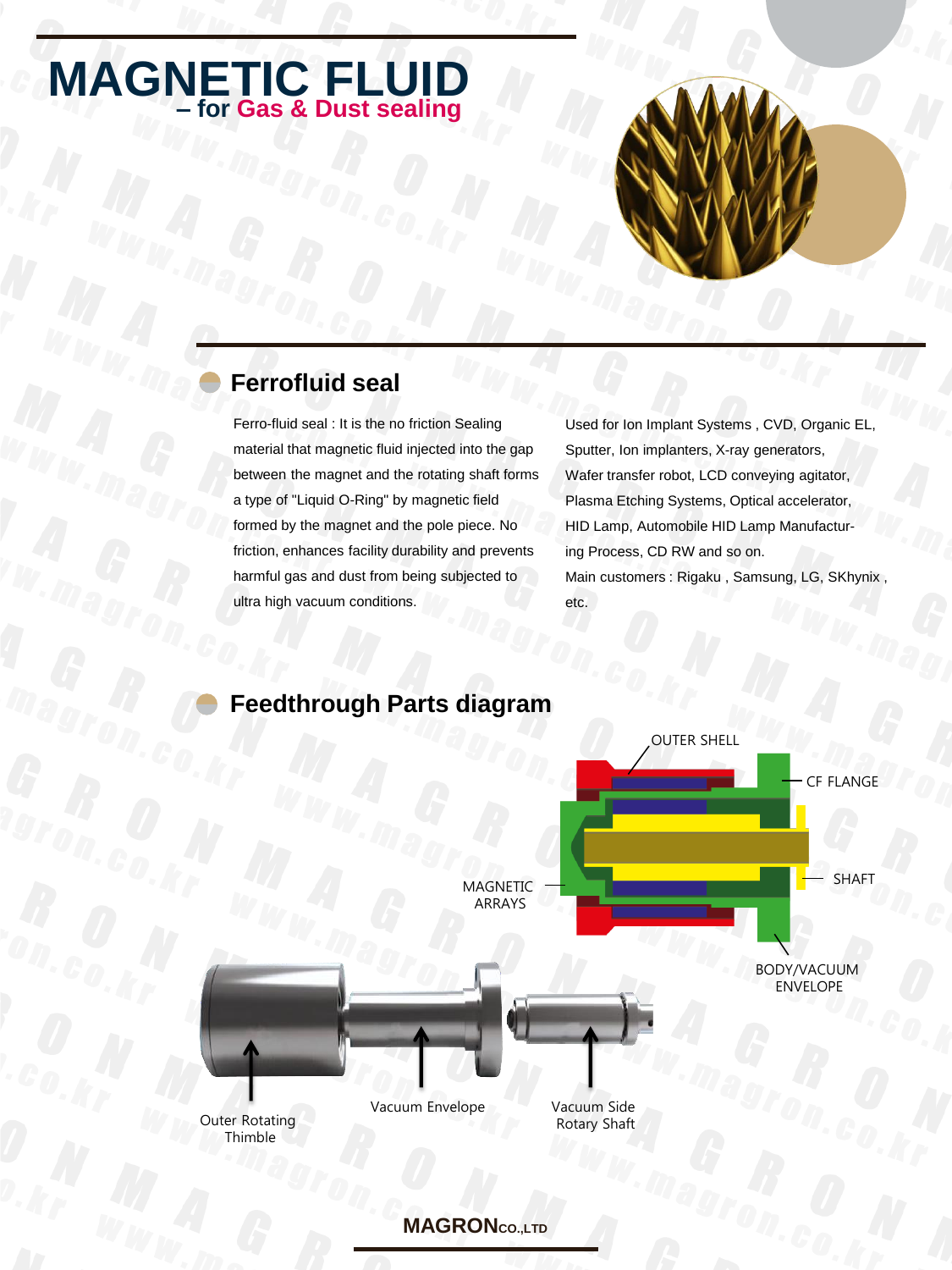# MAGNETIC FLUID

**– for Gas & Dust sealing**

## Ferrofluid seal

Ferro-fluid seal : It is the no friction Sealing material that magnetic fluid injected into the gap between the magnet and the rotating shaft forms a type of "Liquid O-Ring" by magnetic field formed by the magnet and the pole piece. No friction, enhances facility durability and prevents harmful gas and dust from being subjected to ultra high vacuum conditions.

Used for Ion Implant Systems , CVD, Organic EL, Sputter, Ion implanters, X-ray generators, Wafer transfer robot, LCD conveying agitator, Plasma Etching Systems, Optical accelerator, HID Lamp, Automobile HID Lamp Manufacturing Process, CD RW and so on.

Main customers : Rigaku , Samsung, LG, SKhynix , etc.

## Feedthrough Parts diagram

OUTER SHELL

CF FLANGE

MAGNETIC ARRAYS

SHAFT

BODY/VACUUM ENVELOPE

Outer Rotating Thimble

Vacuum Envelope

Vacuum Side Rotary Shaft

**MAGRON CO.,LTD**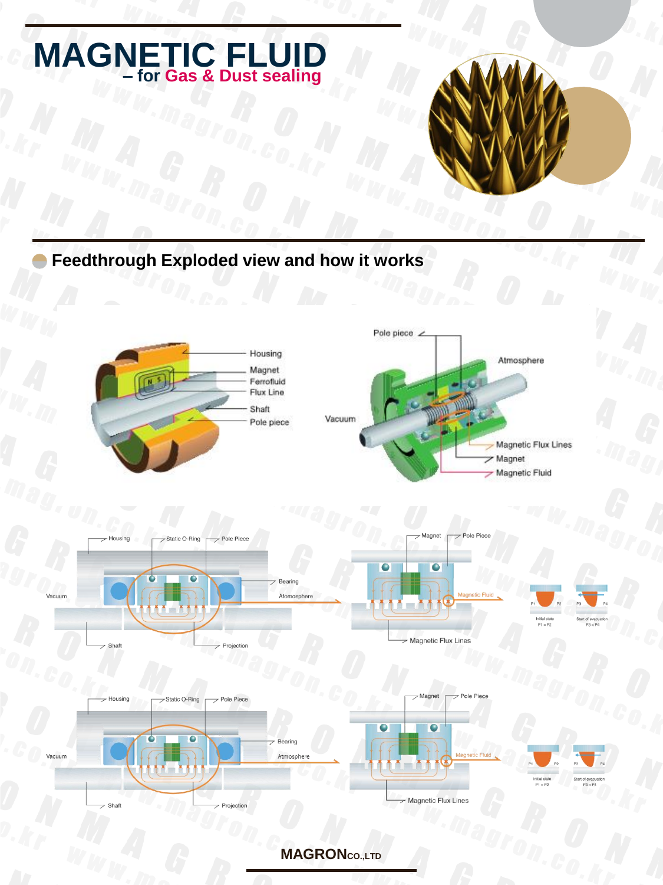# MAGNETIC FLUID
## – for Gas & Dust sealing

## Feedthrough Exploded view and how it works

Housing
Magnet
Ferrofluid
Flux Line
Shaft
Pole piece

Pole piece
Atmosphere
Vacuum
Magnetic Flux Lines
Magnet
Magnetic Fluid

Housing
Static O-Ring
Pole Piece
Bearing
Atmosphere
Vacuum
Shaft
Projection

Magnet
Pole Piece
Magnetic Fluid
Magnetic Flux Lines

P1 P2
Initial state
P1 = P2

P3 P4
Start of evacuation
P3 < P4

Housing
Static O-Ring
Pole Piece
Bearing
Atmosphere
Vacuum
Shaft
Projection

Magnet
Pole Piece
Magnetic Fluid
Magnetic Flux Lines

P1 P2
Initial state
P1 = P2

P3 P4
Start of evacuation
P3 < P4

MAGRON CO.,LTD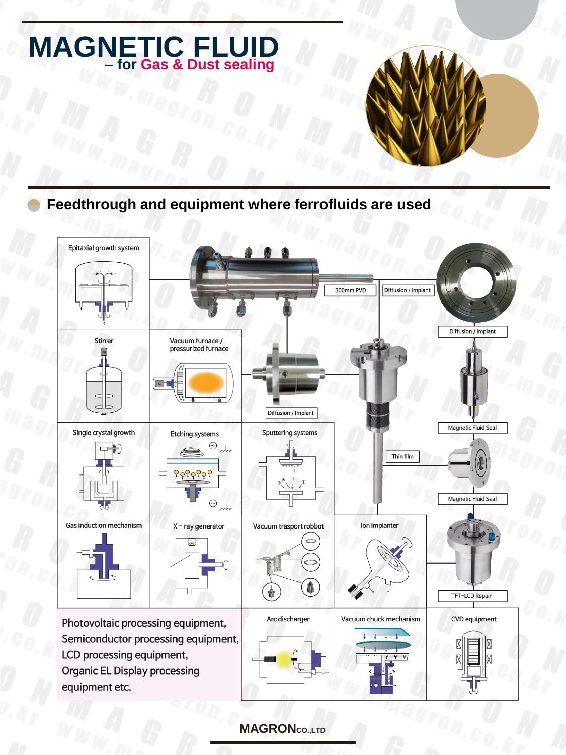# MAGNETIC FLUID
### – for Gas & Dust sealing

## Feedthrough and equipment where ferrofluids are used

Epitaxial growth system

300mm PVD

Diffusion / Implant

Diffusion / Implant

Stirrer

Vacuum furnace / pressurized furnace

Diffusion / Implant

Magnetic Fluid Seal

Single crystal growth

Etching systems

Sputtering systems

Thin film

Magnetic Fluid Seal

Gas induction mechanism

X - ray generator

Vacuum trasport robbot

Ion implanter

TFT-LCD Repair

Photovoltaic processing equipment,
Semiconductor processing equipment,
LCD processing equipment,
Organic EL Display processing
equipment etc.

Arc discharger

Vacuum chuck mechanism

CVD equipment

MAGRON CO.,LTD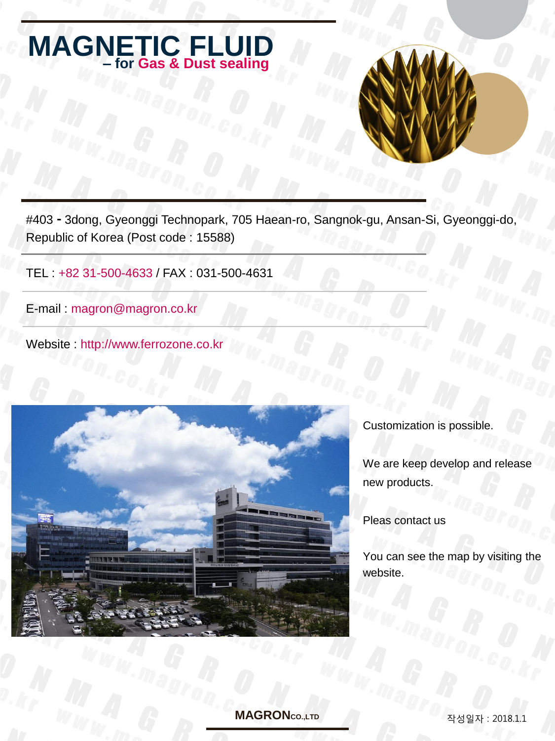# MAGNETIC FLUID

**– for Gas & Dust sealing**

#403 - 3dong, Gyeonggi Technopark, 705 Haean-ro, Sangnok-gu, Ansan-Si, Gyeonggi-do, Republic of Korea (Post code : 15588)

TEL : +82 31-500-4633 / FAX : 031-500-4631

E-mail : magron@magron.co.kr

Website : http://www.ferrozone.co.kr

Customization is possible.

We are keep develop and release new products.

Pleas contact us

You can see the map by visiting the website.

**MAGRON CO.,LTD**

작성일자 : 2018.1.1